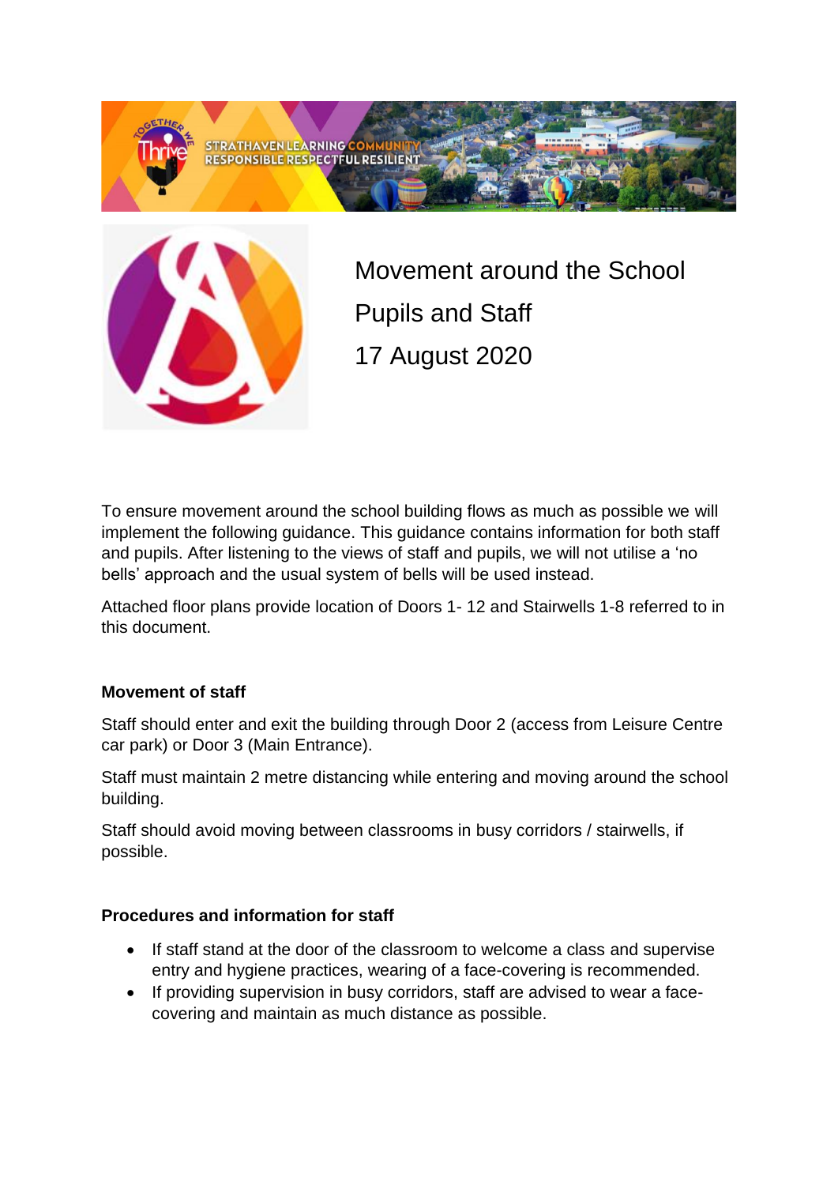STRATHAVEN LEARNING COMMUNITY
RESPONSIBLE RESPECTFUL RESILIENT

# Movement around the School

## Pupils and Staff

## 17 August 2020

To ensure movement around the school building flows as much as possible we will implement the following guidance. This guidance contains information for both staff and pupils. After listening to the views of staff and pupils, we will not utilise a 'no bells' approach and the usual system of bells will be used instead.

Attached floor plans provide location of Doors 1- 12 and Stairwells 1-8 referred to in this document.

**Movement of staff**

Staff should enter and exit the building through Door 2 (access from Leisure Centre car park) or Door 3 (Main Entrance).

Staff must maintain 2 metre distancing while entering and moving around the school building.

Staff should avoid moving between classrooms in busy corridors / stairwells, if possible.

**Procedures and information for staff**

- If staff stand at the door of the classroom to welcome a class and supervise entry and hygiene practices, wearing of a face-covering is recommended.
- If providing supervision in busy corridors, staff are advised to wear a face-covering and maintain as much distance as possible.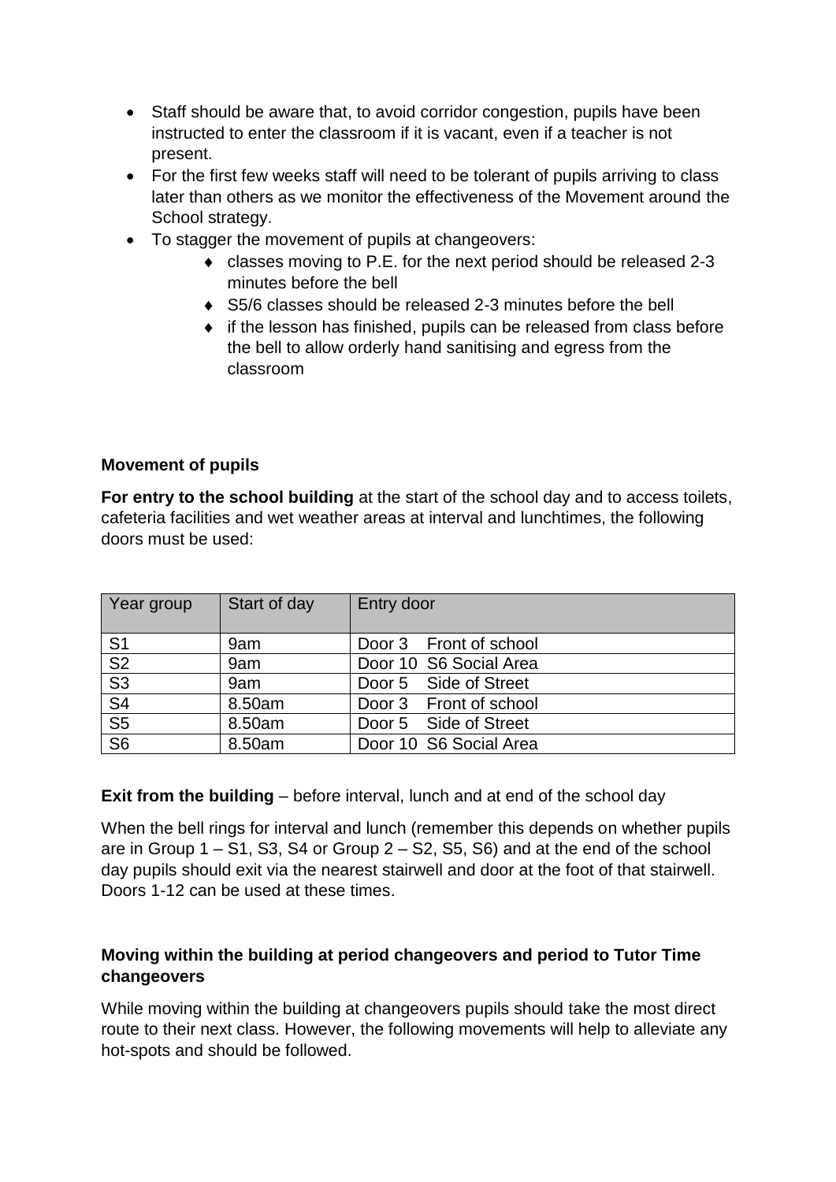- Staff should be aware that, to avoid corridor congestion, pupils have been instructed to enter the classroom if it is vacant, even if a teacher is not present.
- For the first few weeks staff will need to be tolerant of pupils arriving to class later than others as we monitor the effectiveness of the Movement around the School strategy.
- To stagger the movement of pupils at changeovers:
    - classes moving to P.E. for the next period should be released 2-3 minutes before the bell
    - S5/6 classes should be released 2-3 minutes before the bell
    - if the lesson has finished, pupils can be released from class before the bell to allow orderly hand sanitising and egress from the classroom

**Movement of pupils**

**For entry to the school building** at the start of the school day and to access toilets, cafeteria facilities and wet weather areas at interval and lunchtimes, the following doors must be used:

| Year group | Start of day | Entry door |
|---|---|---|
| S1 | 9am | Door 3 Front of school |
| S2 | 9am | Door 10 S6 Social Area |
| S3 | 9am | Door 5 Side of Street |
| S4 | 8.50am | Door 3 Front of school |
| S5 | 8.50am | Door 5 Side of Street |
| S6 | 8.50am | Door 10 S6 Social Area |

**Exit from the building** – before interval, lunch and at end of the school day

When the bell rings for interval and lunch (remember this depends on whether pupils are in Group 1 – S1, S3, S4 or Group 2 – S2, S5, S6) and at the end of the school day pupils should exit via the nearest stairwell and door at the foot of that stairwell. Doors 1-12 can be used at these times.

**Moving within the building at period changeovers and period to Tutor Time changeovers**

While moving within the building at changeovers pupils should take the most direct route to their next class. However, the following movements will help to alleviate any hot-spots and should be followed.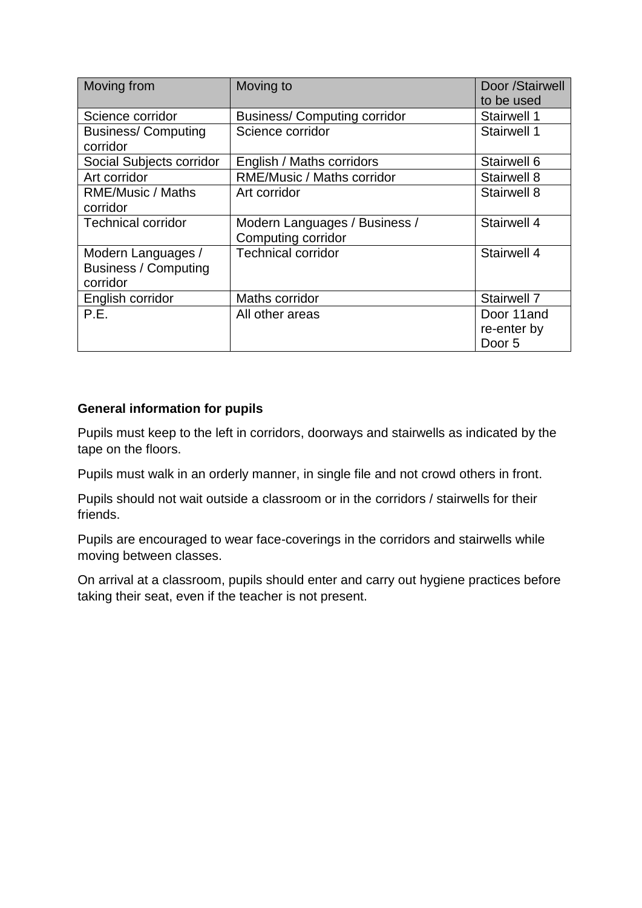| Moving from | Moving to | Door /Stairwell to be used |
|---|---|---|
| Science corridor | Business/ Computing corridor | Stairwell 1 |
| Business/ Computing corridor | Science corridor | Stairwell 1 |
| Social Subjects corridor | English / Maths corridors | Stairwell 6 |
| Art corridor | RME/Music / Maths corridor | Stairwell 8 |
| RME/Music / Maths corridor | Art corridor | Stairwell 8 |
| Technical corridor | Modern Languages / Business / Computing corridor | Stairwell 4 |
| Modern Languages / Business / Computing corridor | Technical corridor | Stairwell 4 |
| English corridor | Maths corridor | Stairwell 7 |
| P.E. | All other areas | Door 11and re-enter by Door 5 |

**General information for pupils**

Pupils must keep to the left in corridors, doorways and stairwells as indicated by the tape on the floors.

Pupils must walk in an orderly manner, in single file and not crowd others in front.

Pupils should not wait outside a classroom or in the corridors / stairwells for their friends.

Pupils are encouraged to wear face-coverings in the corridors and stairwells while moving between classes.

On arrival at a classroom, pupils should enter and carry out hygiene practices before taking their seat, even if the teacher is not present.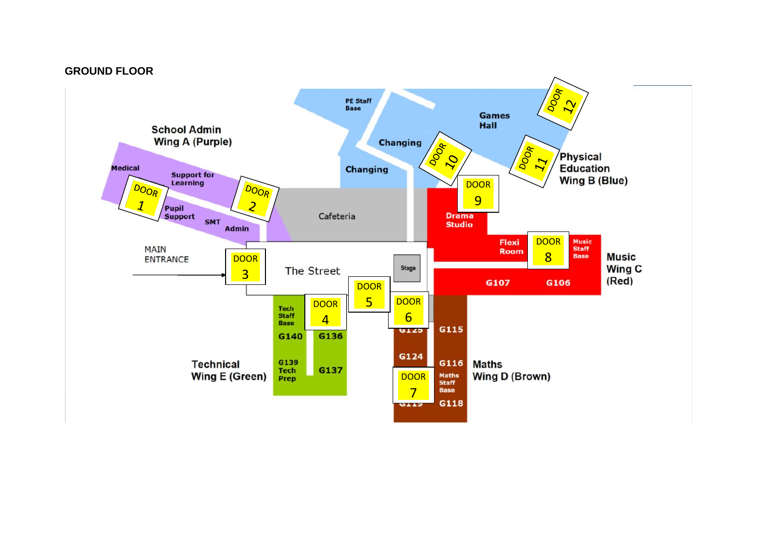**GROUND FLOOR**

School Admin
Wing A (Purple)

Medical

Support for Learning

DOOR 1

DOOR 2

Pupil Support

SMT

Admin

PE Staff Base

Changing

Changing

Games Hall

DOOR 12

DOOR 10

DOOR 11

Physical Education Wing B (Blue)

DOOR 9

Cafeteria

Drama Studio

Flexi Room

DOOR 8

Music Staff Base

Music Wing C (Red)

MAIN ENTRANCE

DOOR 3

The Street

Stage

G107

G106

DOOR 5

DOOR 4

DOOR 6

Tech Staff Base

G140

G136

G125

G115

G139 Tech Prep

G137

G124

G116

Maths Staff Base

Technical Wing E (Green)

DOOR 7

G119

G118

Maths Wing D (Brown)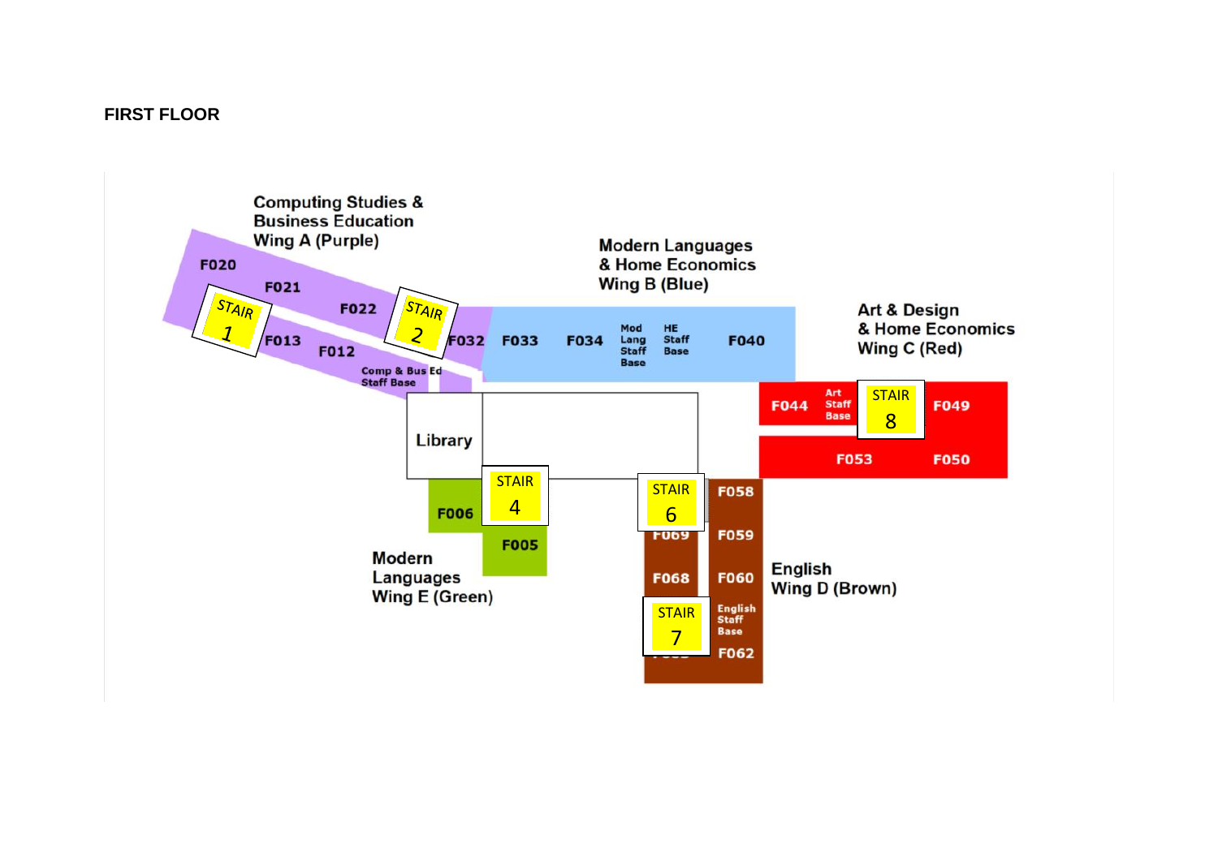**FIRST FLOOR**

Computing Studies & Business Education Wing A (Purple)

F020

F021

F022

STAIR 1

STAIR 2

F013

F012

F032

Comp & Bus Ed Staff Base

Modern Languages & Home Economics Wing B (Blue)

F033

F034

Mod Lang Staff Base

HE Staff Base

F040

Art & Design & Home Economics Wing C (Red)

F044

Art Staff Base

STAIR 8

F049

F053

F050

Library

STAIR 4

F006

F005

Modern Languages Wing E (Green)

STAIR 6

F058

F069

F059

F068

F060

STAIR 7

English Staff Base

F062

English Wing D (Brown)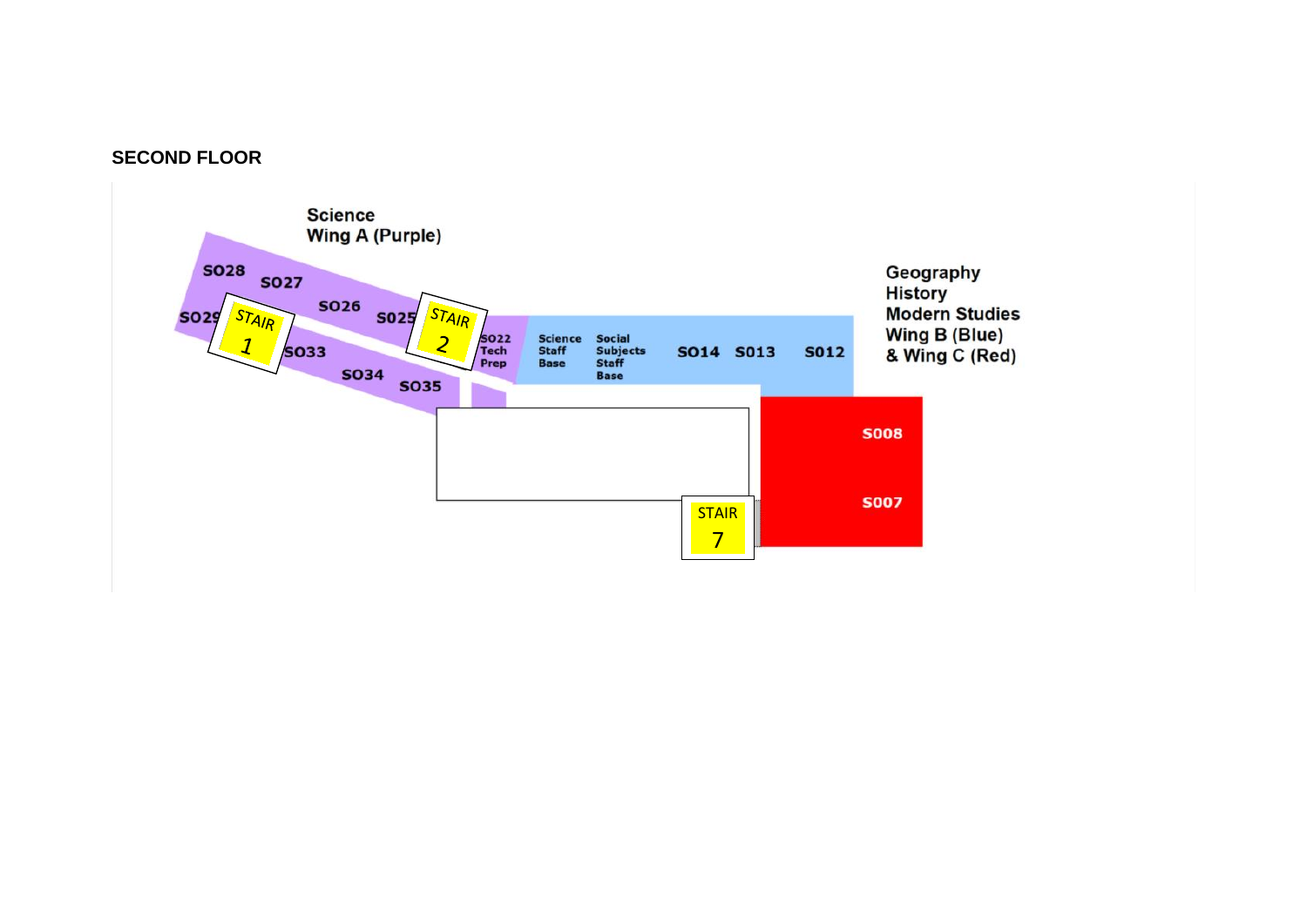**SECOND FLOOR**

Science
Wing A (Purple)

S028
S027
S029
STAIR 1
S026
S025
STAIR 2
S033
S034
S035
S022 Tech Prep
Science Staff Base
Social Subjects Staff Base
S014
S013
S012

Geography
History
Modern Studies
Wing B (Blue)
& Wing C (Red)

S008
S007
STAIR 7